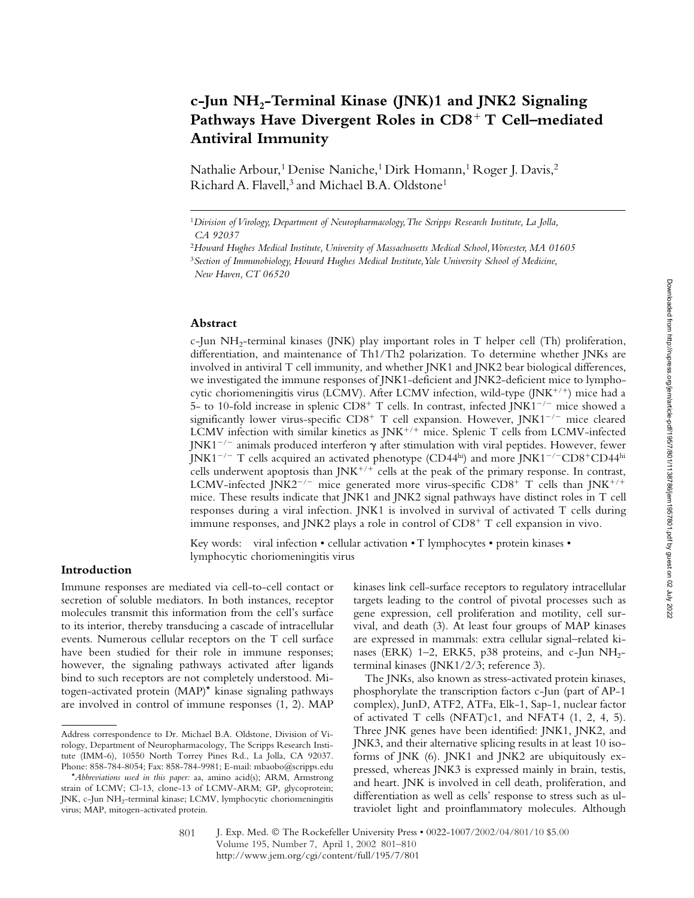# c-Jun $NH_2$-Terminal Kinase (JNK)1 and JNK2 Signaling Pathways Have Divergent Roles in $CD8^+$ T Cell–mediated Antiviral Immunity

Nathalie Arbour,[1] Denise Naniche,[1] Dirk Homann,[1] Roger J. Davis,[2] Richard A. Flavell,[3] and Michael B.A. Oldstone[1]

[1]*Division of Virology, Department of Neuropharmacology, The Scripps Research Institute, La Jolla, CA 92037*

[2]*Howard Hughes Medical Institute, University of Massachusetts Medical School, Worcester, MA 01605*

[3]*Section of Immunobiology, Howard Hughes Medical Institute, Yale University School of Medicine, New Haven, CT 06520*

## Abstract

c-Jun $NH_2$-terminal kinases (JNK) play important roles in T helper cell (Th) proliferation, differentiation, and maintenance of Th1/Th2 polarization. To determine whether JNKs are involved in antiviral T cell immunity, and whether JNK1 and JNK2 bear biological differences, we investigated the immune responses of JNK1-deficient and JNK2-deficient mice to lymphocytic choriomeningitis virus (LCMV). After LCMV infection, wild-type ($JNK^{+/+}$) mice had a 5- to 10-fold increase in splenic $CD8^+$ T cells. In contrast, infected $JNK1^{-/-}$ mice showed a significantly lower virus-specific $CD8^+$ T cell expansion. However, $JNK1^{-/-}$ mice cleared LCMV infection with similar kinetics as $JNK^{+/+}$ mice. Splenic T cells from LCMV-infected $JNK1^{-/-}$ animals produced interferon γ after stimulation with viral peptides. However, fewer $JNK1^{-/-}$ T cells acquired an activated phenotype ($CD44^{hi}$) and more $JNK1^{-/-}CD8^+CD44^{hi}$ cells underwent apoptosis than $JNK^{+/+}$ cells at the peak of the primary response. In contrast, LCMV-infected $JNK2^{-/-}$ mice generated more virus-specific $CD8^+$ T cells than $JNK^{+/+}$ mice. These results indicate that JNK1 and JNK2 signal pathways have distinct roles in T cell responses during a viral infection. JNK1 is involved in survival of activated T cells during immune responses, and JNK2 plays a role in control of $CD8^+$ T cell expansion in vivo.

Key words: viral infection • cellular activation • T lymphocytes • protein kinases • lymphocytic choriomeningitis virus

## Introduction

Immune responses are mediated via cell-to-cell contact or secretion of soluble mediators. In both instances, receptor molecules transmit this information from the cell's surface to its interior, thereby transducing a cascade of intracellular events. Numerous cellular receptors on the T cell surface have been studied for their role in immune responses; however, the signaling pathways activated after ligands bind to such receptors are not completely understood. Mitogen-activated protein (MAP)* kinase signaling pathways are involved in control of immune responses (1, 2). MAP kinases link cell-surface receptors to regulatory intracellular targets leading to the control of pivotal processes such as gene expression, cell proliferation and motility, cell survival, and death (3). At least four groups of MAP kinases are expressed in mammals: extra cellular signal–related kinases (ERK) 1–2, ERK5, p38 proteins, and c-Jun $NH_2$-terminal kinases (JNK1/2/3; reference 3).

The JNKs, also known as stress-activated protein kinases, phosphorylate the transcription factors c-Jun (part of AP-1 complex), JunD, ATF2, ATFa, Elk-1, Sap-1, nuclear factor of activated T cells (NFAT)c1, and NFAT4 (1, 2, 4, 5). Three JNK genes have been identified: JNK1, JNK2, and JNK3, and their alternative splicing results in at least 10 isoforms of JNK (6). JNK1 and JNK2 are ubiquitously expressed, whereas JNK3 is expressed mainly in brain, testis, and heart. JNK is involved in cell death, proliferation, and differentiation as well as cells' response to stress such as ultraviolet light and proinflammatory molecules. Although

---

Address correspondence to Dr. Michael B.A. Oldstone, Division of Virology, Department of Neuropharmacology, The Scripps Research Institute (IMM-6), 10550 North Torrey Pines Rd., La Jolla, CA 92037. Phone: 858-784-8054; Fax: 858-784-9981; E-mail: mbaobo@scripps.edu

**Abbreviations used in this paper:* aa, amino acid(s); ARM, Armstrong strain of LCMV; Cl-13, clone-13 of LCMV-ARM; GP, glycoprotein; JNK, c-Jun $NH_2$-terminal kinase; LCMV, lymphocytic choriomeningitis virus; MAP, mitogen-activated protein.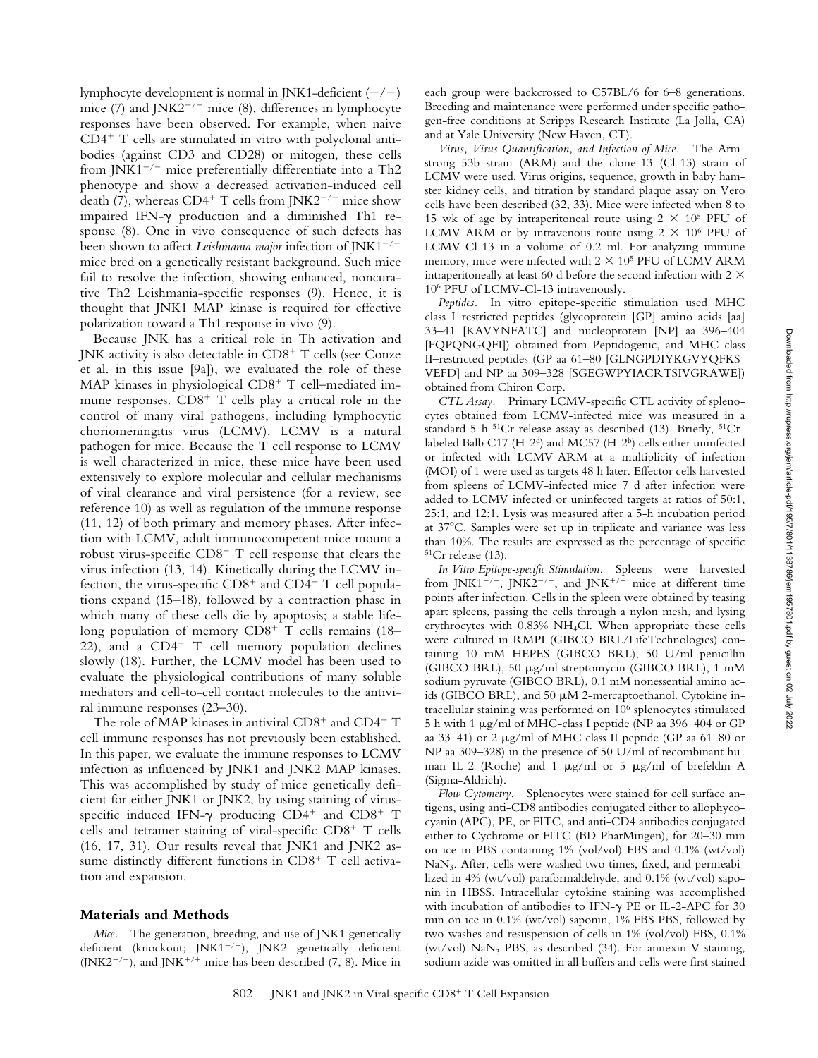lymphocyte development is normal in JNK1-deficient (−/−) mice (7) and JNK2$^{-/-}$ mice (8), differences in lymphocyte responses have been observed. For example, when naive CD4$^{+}$ T cells are stimulated in vitro with polyclonal antibodies (against CD3 and CD28) or mitogen, these cells from JNK1$^{-/-}$ mice preferentially differentiate into a Th2 phenotype and show a decreased activation-induced cell death (7), whereas CD4$^{+}$ T cells from JNK2$^{-/-}$ mice show impaired IFN-γ production and a diminished Th1 response (8). One in vivo consequence of such defects has been shown to affect *Leishmania major* infection of JNK1$^{-/-}$ mice bred on a genetically resistant background. Such mice fail to resolve the infection, showing enhanced, noncurative Th2 Leishmania-specific responses (9). Hence, it is thought that JNK1 MAP kinase is required for effective polarization toward a Th1 response in vivo (9).

Because JNK has a critical role in Th activation and JNK activity is also detectable in CD8$^{+}$ T cells (see Conze et al. in this issue [9a]), we evaluated the role of these MAP kinases in physiological CD8$^{+}$ T cell–mediated immune responses. CD8$^{+}$ T cells play a critical role in the control of many viral pathogens, including lymphocytic choriomeningitis virus (LCMV). LCMV is a natural pathogen for mice. Because the T cell response to LCMV is well characterized in mice, these mice have been used extensively to explore molecular and cellular mechanisms of viral clearance and viral persistence (for a review, see reference 10) as well as regulation of the immune response (11, 12) of both primary and memory phases. After infection with LCMV, adult immunocompetent mice mount a robust virus-specific CD8$^{+}$ T cell response that clears the virus infection (13, 14). Kinetically during the LCMV infection, the virus-specific CD8$^{+}$ and CD4$^{+}$ T cell populations expand (15–18), followed by a contraction phase in which many of these cells die by apoptosis; a stable lifelong population of memory CD8$^{+}$ T cells remains (18–22), and a CD4$^{+}$ T cell memory population declines slowly (18). Further, the LCMV model has been used to evaluate the physiological contributions of many soluble mediators and cell-to-cell contact molecules to the antiviral immune responses (23–30).

The role of MAP kinases in antiviral CD8$^{+}$ and CD4$^{+}$ T cell immune responses has not previously been established. In this paper, we evaluate the immune responses to LCMV infection as influenced by JNK1 and JNK2 MAP kinases. This was accomplished by study of mice genetically deficient for either JNK1 or JNK2, by using staining of virus-specific induced IFN-γ producing CD4$^{+}$ and CD8$^{+}$ T cells and tetramer staining of viral-specific CD8$^{+}$ T cells (16, 17, 31). Our results reveal that JNK1 and JNK2 assume distinctly different functions in CD8$^{+}$ T cell activation and expansion.

## Materials and Methods

*Mice.* The generation, breeding, and use of JNK1 genetically deficient (knockout; JNK1$^{-/-}$), JNK2 genetically deficient (JNK2$^{-/-}$), and JNK$^{+/+}$ mice has been described (7, 8). Mice in each group were backcrossed to C57BL/6 for 6–8 generations. Breeding and maintenance were performed under specific pathogen-free conditions at Scripps Research Institute (La Jolla, CA) and at Yale University (New Haven, CT).

*Virus, Virus Quantification, and Infection of Mice.* The Armstrong 53b strain (ARM) and the clone-13 (Cl-13) strain of LCMV were used. Virus origins, sequence, growth in baby hamster kidney cells, and titration by standard plaque assay on Vero cells have been described (32, 33). Mice were infected when 8 to 15 wk of age by intraperitoneal route using $2 \times 10^5$ PFU of LCMV ARM or by intravenous route using $2 \times 10^6$ PFU of LCMV-Cl-13 in a volume of 0.2 ml. For analyzing immune memory, mice were infected with $2 \times 10^5$ PFU of LCMV ARM intraperitoneally at least 60 d before the second infection with $2 \times 10^6$ PFU of LCMV-Cl-13 intravenously.

*Peptides.* In vitro epitope-specific stimulation used MHC class I–restricted peptides (glycoprotein [GP] amino acids [aa] 33–41 [KAVYNFATC] and nucleoprotein [NP] aa 396–404 [FQPQNGQFI]) obtained from Peptidogenic, and MHC class II–restricted peptides (GP aa 61–80 [GLNGPDIYKGVYQFKSVEFD] and NP aa 309–328 [SGEGWPYIACRTSIVGRAWE]) obtained from Chiron Corp.

*CTL Assay.* Primary LCMV-specific CTL activity of splenocytes obtained from LCMV-infected mice was measured in a standard 5-h $^{51}$Cr release assay as described (13). Briefly, $^{51}$Cr-labeled Balb C17 (H-2$^{d}$) and MC57 (H-2$^{b}$) cells either uninfected or infected with LCMV-ARM at a multiplicity of infection (MOI) of 1 were used as targets 48 h later. Effector cells harvested from spleens of LCMV-infected mice 7 d after infection were added to LCMV infected or uninfected targets at ratios of 50:1, 25:1, and 12:1. Lysis was measured after a 5-h incubation period at 37°C. Samples were set up in triplicate and variance was less than 10%. The results are expressed as the percentage of specific $^{51}$Cr release (13).

*In Vitro Epitope-specific Stimulation.* Spleens were harvested from JNK1$^{-/-}$, JNK2$^{-/-}$, and JNK$^{+/+}$ mice at different time points after infection. Cells in the spleen were obtained by teasing apart spleens, passing the cells through a nylon mesh, and lysing erythrocytes with 0.83% $NH_4Cl$. When appropriate these cells were cultured in RMPI (GIBCO BRL/LifeTechnologies) containing 10 mM HEPES (GIBCO BRL), 50 U/ml penicillin (GIBCO BRL), 50 μg/ml streptomycin (GIBCO BRL), 1 mM sodium pyruvate (GIBCO BRL), 0.1 mM nonessential amino acids (GIBCO BRL), and 50 μM 2-mercaptoethanol. Cytokine intracellular staining was performed on $10^6$ splenocytes stimulated 5 h with 1 μg/ml of MHC-class I peptide (NP aa 396–404 or GP aa 33–41) or 2 μg/ml of MHC class II peptide (GP aa 61–80 or NP aa 309–328) in the presence of 50 U/ml of recombinant human IL-2 (Roche) and 1 μg/ml or 5 μg/ml of brefeldin A (Sigma-Aldrich).

*Flow Cytometry.* Splenocytes were stained for cell surface antigens, using anti-CD8 antibodies conjugated either to allophycocyanin (APC), PE, or FITC, and anti-CD4 antibodies conjugated either to Cychrome or FITC (BD PharMingen), for 20–30 min on ice in PBS containing 1% (vol/vol) FBS and 0.1% (wt/vol) $NaN_3$. After, cells were washed two times, fixed, and permeabilized in 4% (wt/vol) paraformaldehyde, and 0.1% (wt/vol) saponin in HBSS. Intracellular cytokine staining was accomplished with incubation of antibodies to IFN-γ PE or IL-2-APC for 30 min on ice in 0.1% (wt/vol) saponin, 1% FBS PBS, followed by two washes and resuspension of cells in 1% (vol/vol) FBS, 0.1% (wt/vol) $NaN_3$ PBS, as described (34). For annexin-V staining, sodium azide was omitted in all buffers and cells were first stained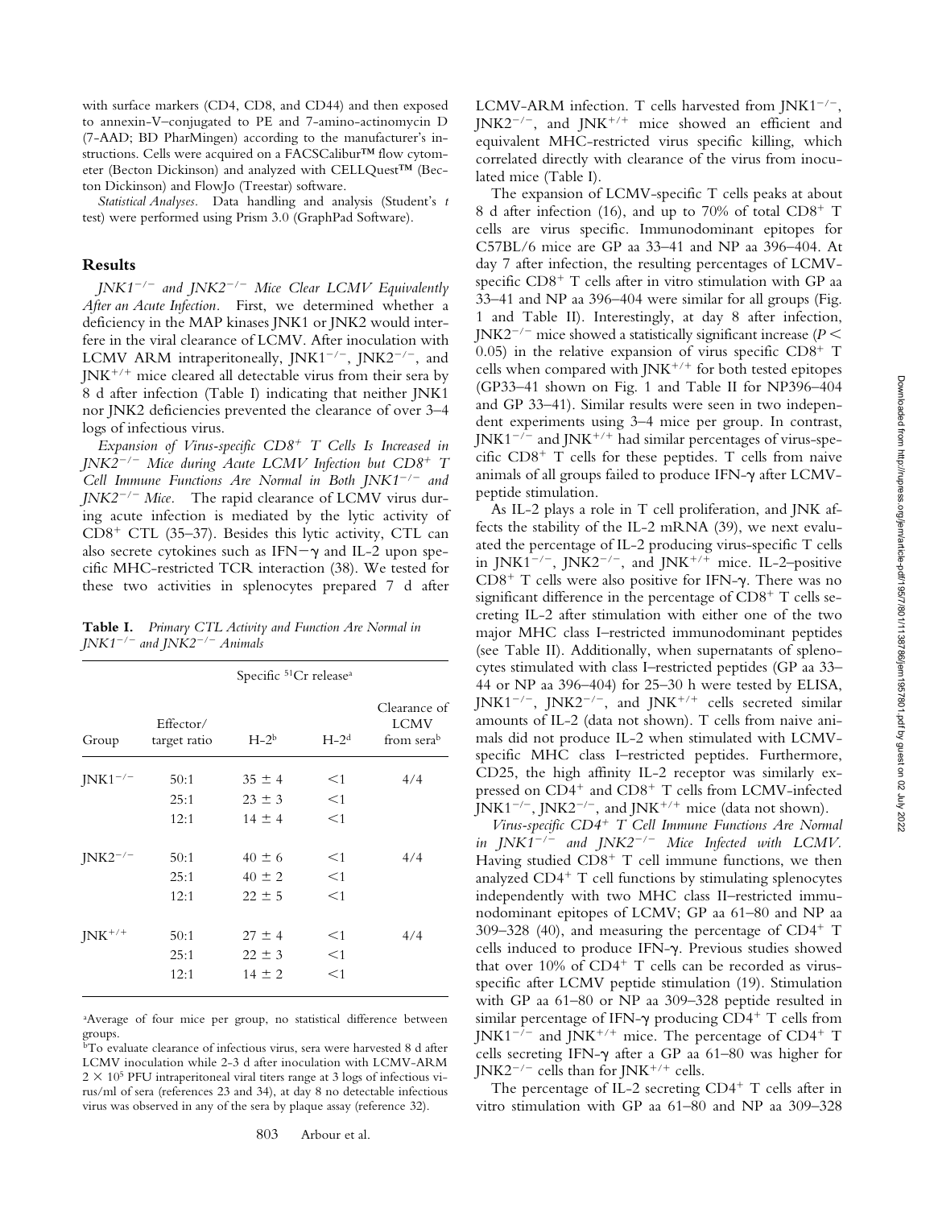with surface markers (CD4, CD8, and CD44) and then exposed to annexin-V–conjugated to PE and 7-amino-actinomycin D (7-AAD; BD PharMingen) according to the manufacturer's instructions. Cells were acquired on a FACSCalibur™ flow cytometer (Becton Dickinson) and analyzed with CELLQuest™ (Becton Dickinson) and FlowJo (Treestar) software.

*Statistical Analyses.* Data handling and analysis (Student's *t* test) were performed using Prism 3.0 (GraphPad Software).

## Results

*JNK1$^{-/-}$ and JNK2$^{-/-}$ Mice Clear LCMV Equivalently After an Acute Infection.* First, we determined whether a deficiency in the MAP kinases JNK1 or JNK2 would interfere in the viral clearance of LCMV. After inoculation with LCMV ARM intraperitoneally, JNK1$^{-/-}$, JNK2$^{-/-}$, and JNK$^{+/+}$ mice cleared all detectable virus from their sera by 8 d after infection (Table I) indicating that neither JNK1 nor JNK2 deficiencies prevented the clearance of over 3–4 logs of infectious virus.

*Expansion of Virus-specific CD8$^{+}$ T Cells Is Increased in JNK2$^{-/-}$ Mice during Acute LCMV Infection but CD8$^{+}$ T Cell Immune Functions Are Normal in Both JNK1$^{-/-}$ and JNK2$^{-/-}$ Mice.* The rapid clearance of LCMV virus during acute infection is mediated by the lytic activity of CD8$^{+}$ CTL (35–37). Besides this lytic activity, CTL can also secrete cytokines such as IFN−γ and IL-2 upon specific MHC-restricted TCR interaction (38). We tested for these two activities in splenocytes prepared 7 d after LCMV-ARM infection. T cells harvested from JNK1$^{-/-}$, JNK2$^{-/-}$, and JNK$^{+/+}$ mice showed an efficient and equivalent MHC-restricted virus specific killing, which correlated directly with clearance of the virus from inoculated mice (Table I).

**Table I.** *Primary CTL Activity and Function Are Normal in JNK1$^{-/-}$ and JNK2$^{-/-}$ Animals*

| Group | Effector/ target ratio | Specific $^{51}$Cr release[a] $H$-$2^b$ | Specific $^{51}$Cr release[a] $H$-$2^d$ | Clearance of LCMV from sera[b] |
|---|---|---|---|---|
| JNK1$^{-/-}$ | 50:1 | 35 ± 4 | <1 | 4/4 |
| | 25:1 | 23 ± 3 | <1 | |
| | 12:1 | 14 ± 4 | <1 | |
| JNK2$^{-/-}$ | 50:1 | 40 ± 6 | <1 | 4/4 |
| | 25:1 | 40 ± 2 | <1 | |
| | 12:1 | 22 ± 5 | <1 | |
| JNK$^{+/+}$ | 50:1 | 27 ± 4 | <1 | 4/4 |
| | 25:1 | 22 ± 3 | <1 | |
| | 12:1 | 14 ± 2 | <1 | |

[a]Average of four mice per group, no statistical difference between groups.
[b]To evaluate clearance of infectious virus, sera were harvested 8 d after LCMV inoculation while 2-3 d after inoculation with LCMV-ARM $2 \times 10^5$ PFU intraperitoneal viral titers range at 3 logs of infectious virus/ml of sera (references 23 and 34), at day 8 no detectable infectious virus was observed in any of the sera by plaque assay (reference 32).

The expansion of LCMV-specific T cells peaks at about 8 d after infection (16), and up to 70% of total CD8$^{+}$ T cells are virus specific. Immunodominant epitopes for C57BL/6 mice are GP aa 33–41 and NP aa 396–404. At day 7 after infection, the resulting percentages of LCMV-specific CD8$^{+}$ T cells after in vitro stimulation with GP aa 33–41 and NP aa 396–404 were similar for all groups (Fig. 1 and Table II). Interestingly, at day 8 after infection, JNK2$^{-/-}$ mice showed a statistically significant increase ($P <$ 0.05) in the relative expansion of virus specific CD8$^{+}$ T cells when compared with JNK$^{+/+}$ for both tested epitopes (GP33–41 shown on Fig. 1 and Table II for NP396–404 and GP 33–41). Similar results were seen in two independent experiments using 3–4 mice per group. In contrast, JNK1$^{-/-}$ and JNK$^{+/+}$ had similar percentages of virus-specific CD8$^{+}$ T cells for these peptides. T cells from naive animals of all groups failed to produce IFN-γ after LCMV-peptide stimulation.

As IL-2 plays a role in T cell proliferation, and JNK affects the stability of the IL-2 mRNA (39), we next evaluated the percentage of IL-2 producing virus-specific T cells in JNK1$^{-/-}$, JNK2$^{-/-}$, and JNK$^{+/+}$ mice. IL-2–positive CD8$^{+}$ T cells were also positive for IFN-γ. There was no significant difference in the percentage of CD8$^{+}$ T cells secreting IL-2 after stimulation with either one of the two major MHC class I–restricted immunodominant peptides (see Table II). Additionally, when supernatants of splenocytes stimulated with class I–restricted peptides (GP aa 33–44 or NP aa 396–404) for 25–30 h were tested by ELISA, JNK1$^{-/-}$, JNK2$^{-/-}$, and JNK$^{+/+}$ cells secreted similar amounts of IL-2 (data not shown). T cells from naive animals did not produce IL-2 when stimulated with LCMV-specific MHC class I–restricted peptides. Furthermore, CD25, the high affinity IL-2 receptor was similarly expressed on CD4$^{+}$ and CD8$^{+}$ T cells from LCMV-infected JNK1$^{-/-}$, JNK2$^{-/-}$, and JNK$^{+/+}$ mice (data not shown).

*Virus-specific CD4$^{+}$ T Cell Immune Functions Are Normal in JNK1$^{-/-}$ and JNK2$^{-/-}$ Mice Infected with LCMV.* Having studied CD8$^{+}$ T cell immune functions, we then analyzed CD4$^{+}$ T cell functions by stimulating splenocytes independently with two MHC class II–restricted immunodominant epitopes of LCMV; GP aa 61–80 and NP aa 309–328 (40), and measuring the percentage of CD4$^{+}$ T cells induced to produce IFN-γ. Previous studies showed that over 10% of CD4$^{+}$ T cells can be recorded as virus-specific after LCMV peptide stimulation (19). Stimulation with GP aa 61–80 or NP aa 309–328 peptide resulted in similar percentage of IFN-γ producing CD4$^{+}$ T cells from JNK1$^{-/-}$ and JNK$^{+/+}$ mice. The percentage of CD4$^{+}$ T cells secreting IFN-γ after a GP aa 61–80 was higher for JNK2$^{-/-}$ cells than for JNK$^{+/+}$ cells.

The percentage of IL-2 secreting CD4$^{+}$ T cells after in vitro stimulation with GP aa 61–80 and NP aa 309–328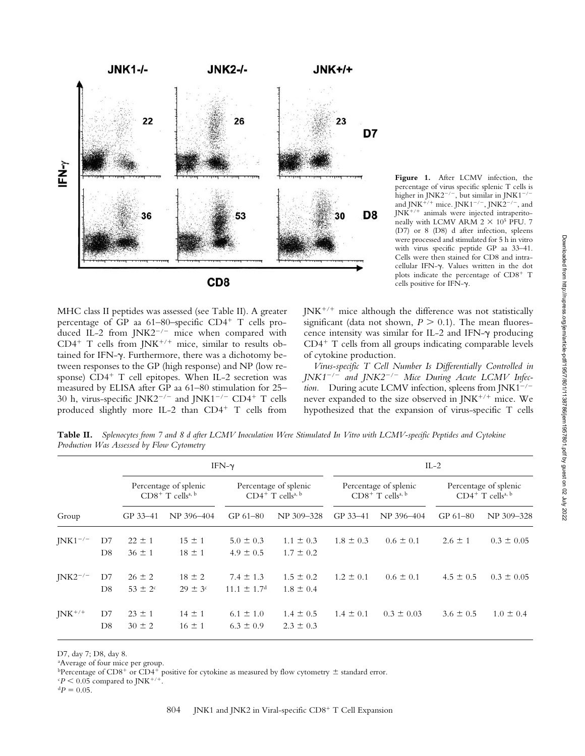Figure 1. After LCMV infection, the percentage of virus specific splenic T cells is higher in $JNK2^{-/-}$, but similar in $JNK1^{-/-}$ and $JNK^{+/+}$ mice. $JNK1^{-/-}$, $JNK2^{-/-}$, and $JNK^{+/+}$ animals were injected intraperitoneally with LCMV ARM $2 \times 10^5$ PFU. 7 (D7) or 8 (D8) d after infection, spleens were processed and stimulated for 5 h in vitro with virus specific peptide GP aa 33–41. Cells were then stained for CD8 and intracellular IFN-γ. Values written in the dot plots indicate the percentage of $CD8^+$ T cells positive for IFN-γ.

MHC class II peptides was assessed (see Table II). A greater percentage of GP aa 61–80–specific $CD4^+$ T cells produced IL-2 from $JNK2^{-/-}$ mice when compared with $CD4^+$ T cells from $JNK^{+/+}$ mice, similar to results obtained for IFN-γ. Furthermore, there was a dichotomy between responses to the GP (high response) and NP (low response) $CD4^+$ T cell epitopes. When IL-2 secretion was measured by ELISA after GP aa 61–80 stimulation for 25–30 h, virus-specific $JNK2^{-/-}$ and $JNK1^{-/-}$ $CD4^+$ T cells produced slightly more IL-2 than $CD4^+$ T cells from $JNK^{+/+}$ mice although the difference was not statistically significant (data not shown, $P > 0.1$). The mean fluorescence intensity was similar for IL-2 and IFN-γ producing $CD4^+$ T cells from all groups indicating comparable levels of cytokine production.

*Virus-specific T Cell Number Is Differentially Controlled in $JNK1^{-/-}$ and $JNK2^{-/-}$ Mice During Acute LCMV Infection.* During acute LCMV infection, spleens from $JNK1^{-/-}$ never expanded to the size observed in $JNK^{+/+}$ mice. We hypothesized that the expansion of virus-specific T cells

**Table II.** *Splenocytes from 7 and 8 d after LCMV Inoculation Were Stimulated In Vitro with LCMV-specific Peptides and Cytokine Production Was Assessed by Flow Cytometry*

| | | IFN-γ | | | | IL-2 | | | |
|---|---|---|---|---|---|---|---|---|---|
| | | Percentage of splenic $CD8^+$ T cells[a, b] | | Percentage of splenic $CD4^+$ T cells[a, b] | | Percentage of splenic $CD8^+$ T cells[a, b] | | Percentage of splenic $CD4^+$ T cells[a, b] | |
| Group | | GP 33–41 | NP 396–404 | GP 61–80 | NP 309–328 | GP 33–41 | NP 396–404 | GP 61–80 | NP 309–328 |
| $JNK1^{-/-}$ | D7 | 22 ± 1 | 15 ± 1 | 5.0 ± 0.3 | 1.1 ± 0.3 | 1.8 ± 0.3 | 0.6 ± 0.1 | 2.6 ± 1 | 0.3 ± 0.05 |
| | D8 | 36 ± 1 | 18 ± 1 | 4.9 ± 0.5 | 1.7 ± 0.2 | | | | |
| $JNK2^{-/-}$ | D7 | 26 ± 2 | 18 ± 2 | 7.4 ± 1.3 | 1.5 ± 0.2 | 1.2 ± 0.1 | 0.6 ± 0.1 | 4.5 ± 0.5 | 0.3 ± 0.05 |
| | D8 | 53 ± 2[c] | 29 ± 3[c] | 11.1 ± 1.7[d] | 1.8 ± 0.4 | | | | |
| $JNK^{+/+}$ | D7 | 23 ± 1 | 14 ± 1 | 6.1 ± 1.0 | 1.4 ± 0.5 | 1.4 ± 0.1 | 0.3 ± 0.03 | 3.6 ± 0.5 | 1.0 ± 0.4 |
| | D8 | 30 ± 2 | 16 ± 1 | 6.3 ± 0.9 | 2.3 ± 0.3 | | | | |

D7, day 7; D8, day 8.

[a]Average of four mice per group.

[b]Percentage of $CD8^+$ or $CD4^+$ positive for cytokine as measured by flow cytometry ± standard error.

[c]$P < 0.05$ compared to $JNK^{+/+}$.

[d]$P = 0.05$.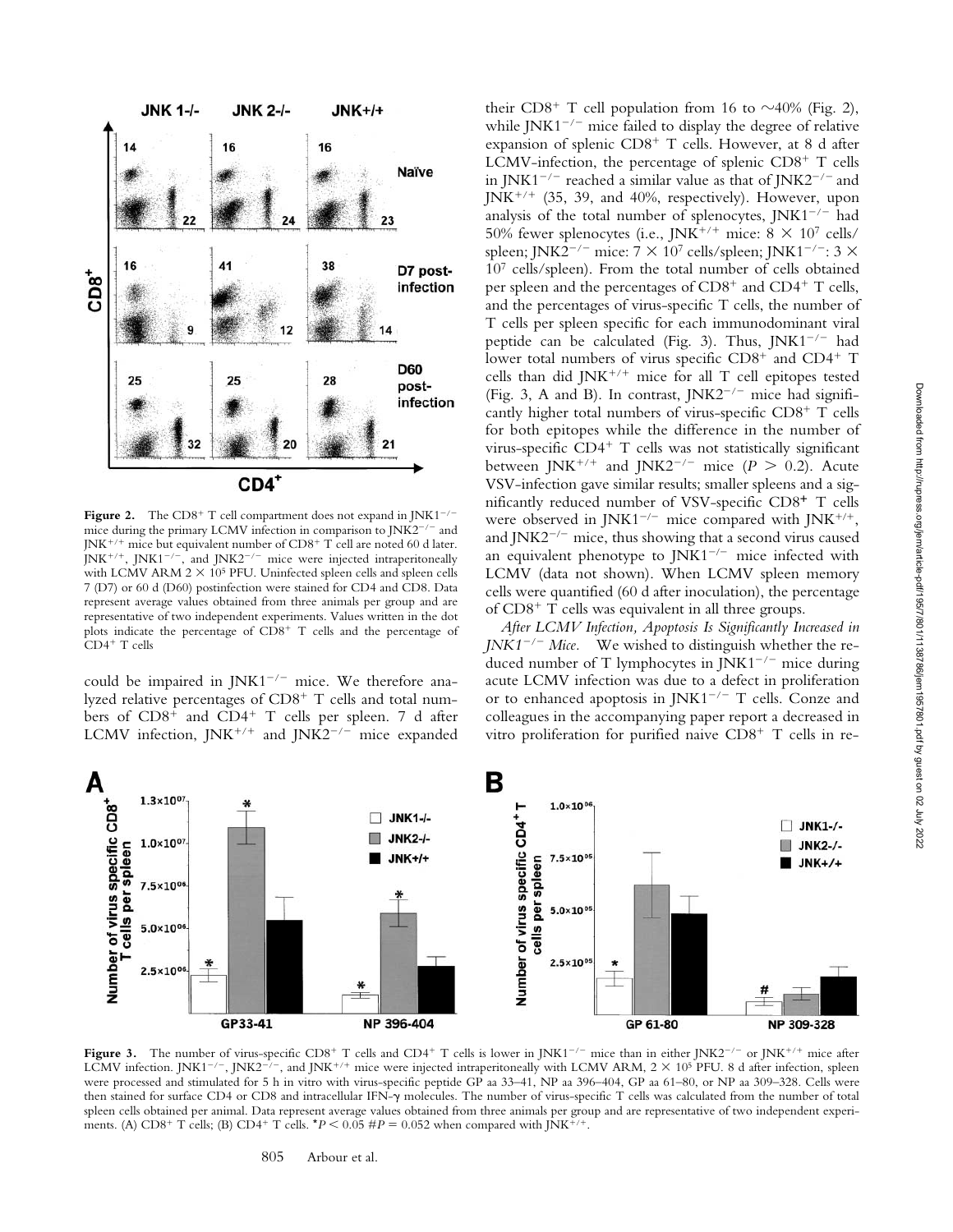**Figure 2.** The $CD8^+$ T cell compartment does not expand in $JNK1^{-/-}$ mice during the primary LCMV infection in comparison to $JNK2^{-/-}$ and $JNK^{+/+}$ mice but equivalent number of $CD8^+$ T cell are noted 60 d later. $JNK^{+/+}$, $JNK1^{-/-}$, and $JNK2^{-/-}$ mice were injected intraperitoneally with LCMV ARM $2 \times 10^5$ PFU. Uninfected spleen cells and spleen cells 7 (D7) or 60 d (D60) postinfection were stained for CD4 and CD8. Data represent average values obtained from three animals per group and are representative of two independent experiments. Values written in the dot plots indicate the percentage of $CD8^+$ T cells and the percentage of $CD4^+$ T cells

could be impaired in $JNK1^{-/-}$ mice. We therefore analyzed relative percentages of $CD8^+$ T cells and total numbers of $CD8^+$ and $CD4^+$ T cells per spleen. 7 d after LCMV infection, $JNK^{+/+}$ and $JNK2^{-/-}$ mice expanded their $CD8^+$ T cell population from 16 to ~40% (Fig. 2), while $JNK1^{-/-}$ mice failed to display the degree of relative expansion of splenic $CD8^+$ T cells. However, at 8 d after LCMV-infection, the percentage of splenic $CD8^+$ T cells in $JNK1^{-/-}$ reached a similar value as that of $JNK2^{-/-}$ and $JNK^{+/+}$ (35, 39, and 40%, respectively). However, upon analysis of the total number of splenocytes, $JNK1^{-/-}$ had 50% fewer splenocytes (i.e., $JNK^{+/+}$ mice: $8 \times 10^7$ cells/spleen; $JNK2^{-/-}$ mice: $7 \times 10^7$ cells/spleen; $JNK1^{-/-}$: $3 \times 10^7$ cells/spleen). From the total number of cells obtained per spleen and the percentages of $CD8^+$ and $CD4^+$ T cells, and the percentages of virus-specific T cells, the number of T cells per spleen specific for each immunodominant viral peptide can be calculated (Fig. 3). Thus, $JNK1^{-/-}$ had lower total numbers of virus specific $CD8^+$ and $CD4^+$ T cells than did $JNK^{+/+}$ mice for all T cell epitopes tested (Fig. 3, A and B). In contrast, $JNK2^{-/-}$ mice had significantly higher total numbers of virus-specific $CD8^+$ T cells for both epitopes while the difference in the number of virus-specific $CD4^+$ T cells was not statistically significant between $JNK^{+/+}$ and $JNK2^{-/-}$ mice ($P > 0.2$). Acute VSV-infection gave similar results; smaller spleens and a significantly reduced number of VSV-specific $CD8^+$ T cells were observed in $JNK1^{-/-}$ mice compared with $JNK^{+/+}$, and $JNK2^{-/-}$ mice, thus showing that a second virus caused an equivalent phenotype to $JNK1^{-/-}$ mice infected with LCMV (data not shown). When LCMV spleen memory cells were quantified (60 d after inoculation), the percentage of $CD8^+$ T cells was equivalent in all three groups.

*After LCMV Infection, Apoptosis Is Significantly Increased in $JNK1^{-/-}$ Mice.* We wished to distinguish whether the reduced number of T lymphocytes in $JNK1^{-/-}$ mice during acute LCMV infection was due to a defect in proliferation or to enhanced apoptosis in $JNK1^{-/-}$ T cells. Conze and colleagues in the accompanying paper report a decreased in vitro proliferation for purified naive $CD8^+$ T cells in re-

**Figure 3.** The number of virus-specific $CD8^+$ T cells and $CD4^+$ T cells is lower in $JNK1^{-/-}$ mice than in either $JNK2^{-/-}$ or $JNK^{+/+}$ mice after LCMV infection. $JNK1^{-/-}$, $JNK2^{-/-}$, and $JNK^{+/+}$ mice were injected intraperitoneally with LCMV ARM, $2 \times 10^5$ PFU. 8 d after infection, spleen were processed and stimulated for 5 h in vitro with virus-specific peptide GP aa 33–41, NP aa 396–404, GP aa 61–80, or NP aa 309–328. Cells were then stained for surface CD4 or CD8 and intracellular IFN-γ molecules. The number of virus-specific T cells was calculated from the number of total spleen cells obtained per animal. Data represent average values obtained from three animals per group and are representative of two independent experiments. (A) $CD8^+$ T cells; (B) $CD4^+$ T cells. $^*P < 0.05$ $\#P = 0.052$ when compared with $JNK^{+/+}$.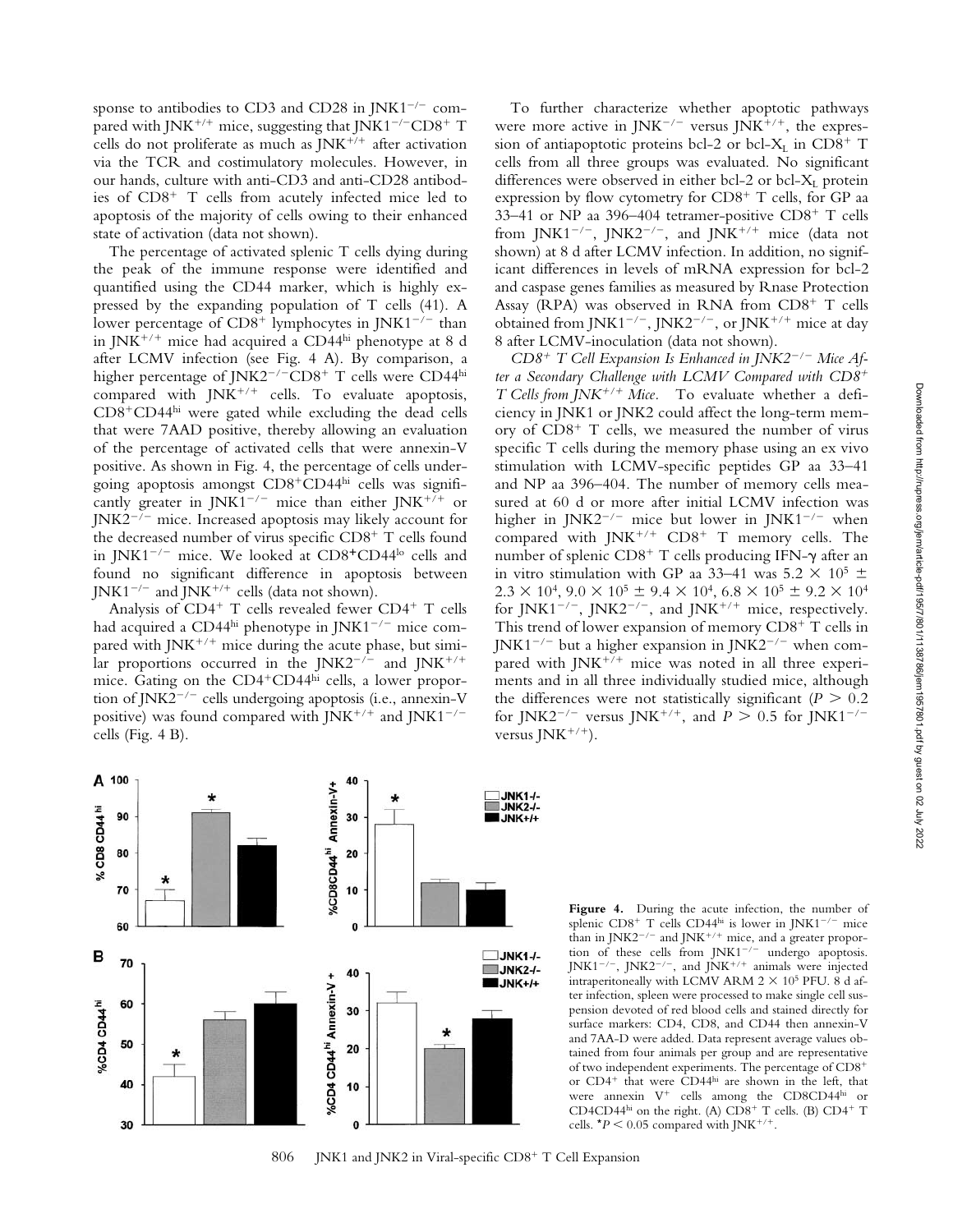sponse to antibodies to CD3 and CD28 in JNK1$^{-/-}$ compared with JNK$^{+/+}$ mice, suggesting that JNK1$^{-/-}$CD8$^+$ T cells do not proliferate as much as JNK$^{+/+}$ after activation via the TCR and costimulatory molecules. However, in our hands, culture with anti-CD3 and anti-CD28 antibodies of CD8$^+$ T cells from acutely infected mice led to apoptosis of the majority of cells owing to their enhanced state of activation (data not shown).

The percentage of activated splenic T cells dying during the peak of the immune response were identified and quantified using the CD44 marker, which is highly expressed by the expanding population of T cells (41). A lower percentage of CD8$^+$ lymphocytes in JNK1$^{-/-}$ than in JNK$^{+/+}$ mice had acquired a CD44$^{hi}$ phenotype at 8 d after LCMV infection (see Fig. 4 A). By comparison, a higher percentage of JNK2$^{-/-}$CD8$^+$ T cells were CD44$^{hi}$ compared with JNK$^{+/+}$ cells. To evaluate apoptosis, CD8$^+$CD44$^{hi}$ were gated while excluding the dead cells that were 7AAD positive, thereby allowing an evaluation of the percentage of activated cells that were annexin-V positive. As shown in Fig. 4, the percentage of cells undergoing apoptosis amongst CD8$^+$CD44$^{hi}$ cells was significantly greater in JNK1$^{-/-}$ mice than either JNK$^{+/+}$ or JNK2$^{-/-}$ mice. Increased apoptosis may likely account for the decreased number of virus specific CD8$^+$ T cells found in JNK1$^{-/-}$ mice. We looked at CD8$^+$CD44$^{lo}$ cells and found no significant difference in apoptosis between JNK1$^{-/-}$ and JNK$^{+/+}$ cells (data not shown).

Analysis of CD4$^+$ T cells revealed fewer CD4$^+$ T cells had acquired a CD44$^{hi}$ phenotype in JNK1$^{-/-}$ mice compared with JNK$^{+/+}$ mice during the acute phase, but similar proportions occurred in the JNK2$^{-/-}$ and JNK$^{+/+}$ mice. Gating on the CD4$^+$CD44$^{hi}$ cells, a lower proportion of JNK2$^{-/-}$ cells undergoing apoptosis (i.e., annexin-V positive) was found compared with JNK$^{+/+}$ and JNK1$^{-/-}$ cells (Fig. 4 B).

To further characterize whether apoptotic pathways were more active in JNK$^{-/-}$ versus JNK$^{+/+}$, the expression of antiapoptotic proteins bcl-2 or bcl-$X_L$ in CD8$^+$ T cells from all three groups was evaluated. No significant differences were observed in either bcl-2 or bcl-$X_L$ protein expression by flow cytometry for CD8$^+$ T cells, for GP aa 33–41 or NP aa 396–404 tetramer-positive CD8$^+$ T cells from JNK1$^{-/-}$, JNK2$^{-/-}$, and JNK$^{+/+}$ mice (data not shown) at 8 d after LCMV infection. In addition, no significant differences in levels of mRNA expression for bcl-2 and caspase genes families as measured by Rnase Protection Assay (RPA) was observed in RNA from CD8$^+$ T cells obtained from JNK1$^{-/-}$, JNK2$^{-/-}$, or JNK$^{+/+}$ mice at day 8 after LCMV-inoculation (data not shown).

*CD8$^+$ T Cell Expansion Is Enhanced in JNK2$^{-/-}$ Mice After a Secondary Challenge with LCMV Compared with CD8$^+$ T Cells from JNK$^{+/+}$ Mice.* To evaluate whether a deficiency in JNK1 or JNK2 could affect the long-term memory of CD8$^+$ T cells, we measured the number of virus specific T cells during the memory phase using an ex vivo stimulation with LCMV-specific peptides GP aa 33–41 and NP aa 396–404. The number of memory cells measured at 60 d or more after initial LCMV infection was higher in JNK2$^{-/-}$ mice but lower in JNK1$^{-/-}$ when compared with JNK$^{+/+}$ CD8$^+$ T memory cells. The number of splenic CD8$^+$ T cells producing IFN-γ after an in vitro stimulation with GP aa 33–41 was $5.2 \times 10^5 \pm 2.3 \times 10^4$, $9.0 \times 10^5 \pm 9.4 \times 10^4$, $6.8 \times 10^5 \pm 9.2 \times 10^4$ for JNK1$^{-/-}$, JNK2$^{-/-}$, and JNK$^{+/+}$ mice, respectively. This trend of lower expansion of memory CD8$^+$ T cells in JNK1$^{-/-}$ but a higher expansion in JNK2$^{-/-}$ when compared with JNK$^{+/+}$ mice was noted in all three experiments and in all three individually studied mice, although the differences were not statistically significant ($P > 0.2$ for JNK2$^{-/-}$ versus JNK$^{+/+}$, and $P > 0.5$ for JNK1$^{-/-}$ versus JNK$^{+/+}$).

**Figure 4.** During the acute infection, the number of splenic CD8$^+$ T cells CD44$^{hi}$ is lower in JNK1$^{-/-}$ mice than in JNK2$^{-/-}$ and JNK$^{+/+}$ mice, and a greater proportion of these cells from JNK1$^{-/-}$ undergo apoptosis. JNK1$^{-/-}$, JNK2$^{-/-}$, and JNK$^{+/+}$ animals were injected intraperitoneally with LCMV ARM $2 \times 10^5$ PFU. 8 d after infection, spleen were processed to make single cell suspension devoted of red blood cells and stained directly for surface markers: CD4, CD8, and CD44 then annexin-V and 7AA-D were added. Data represent average values obtained from four animals per group and are representative of two independent experiments. The percentage of CD8$^+$ or CD4$^+$ that were CD44$^{hi}$ are shown in the left, that were annexin V$^+$ cells among the CD8CD44$^{hi}$ or CD4CD44$^{hi}$ on the right. (A) CD8$^+$ T cells. (B) CD4$^+$ T cells. *$P < 0.05$ compared with JNK$^{+/+}$.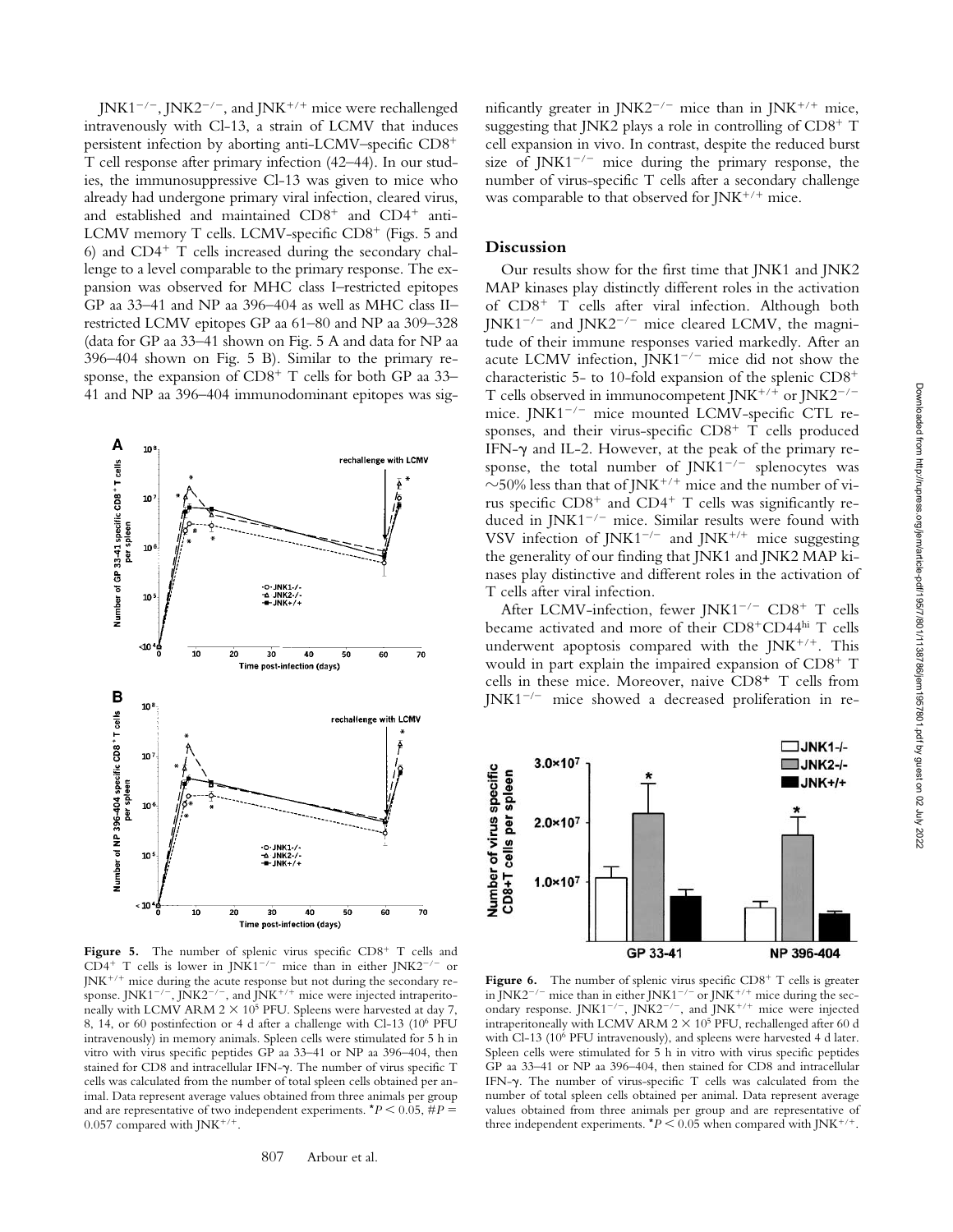JNK1$^{-/-}$, JNK2$^{-/-}$, and JNK$^{+/+}$ mice were rechallenged intravenously with Cl-13, a strain of LCMV that induces persistent infection by aborting anti-LCMV–specific CD8$^{+}$ T cell response after primary infection (42–44). In our studies, the immunosuppressive Cl-13 was given to mice who already had undergone primary viral infection, cleared virus, and established and maintained CD8$^{+}$ and CD4$^{+}$ anti-LCMV memory T cells. LCMV-specific CD8$^{+}$ (Figs. 5 and 6) and CD4$^{+}$ T cells increased during the secondary challenge to a level comparable to the primary response. The expansion was observed for MHC class I–restricted epitopes GP aa 33–41 and NP aa 396–404 as well as MHC class II–restricted LCMV epitopes GP aa 61–80 and NP aa 309–328 (data for GP aa 33–41 shown on Fig. 5 A and data for NP aa 396–404 shown on Fig. 5 B). Similar to the primary response, the expansion of CD8$^{+}$ T cells for both GP aa 33–41 and NP aa 396–404 immunodominant epitopes was significantly greater in JNK2$^{-/-}$ mice than in JNK$^{+/+}$ mice, suggesting that JNK2 plays a role in controlling of CD8$^{+}$ T cell expansion in vivo. In contrast, despite the reduced burst size of JNK1$^{-/-}$ mice during the primary response, the number of virus-specific T cells after a secondary challenge was comparable to that observed for JNK$^{+/+}$ mice.

**Figure 5.** The number of virus specific CD8$^{+}$ T cells and CD4$^{+}$ T cells is lower in JNK1$^{-/-}$ mice than in either JNK2$^{-/-}$ or JNK$^{+/+}$ mice during the acute response but not during the secondary response. JNK1$^{-/-}$, JNK2$^{-/-}$, and JNK$^{+/+}$ mice were injected intraperitoneally with LCMV ARM $2 \times 10^5$ PFU. Spleens were harvested at day 7, 8, 14, or 60 postinfection or 4 d after a challenge with Cl-13 ($10^6$ PFU intravenously) in memory animals. Spleen cells were stimulated for 5 h in vitro with virus specific peptides GP aa 33–41 or NP aa 396–404, then stained for CD8 and intracellular IFN-γ. The number of virus specific T cells was calculated from the number of total spleen cells obtained per animal. Data represent average values obtained from three animals per group and are representative of two independent experiments. *$P < 0.05$, #$P = 0.057$ compared with JNK$^{+/+}$.

## Discussion

Our results show for the first time that JNK1 and JNK2 MAP kinases play distinctly different roles in the activation of CD8$^{+}$ T cells after viral infection. Although both JNK1$^{-/-}$ and JNK2$^{-/-}$ mice cleared LCMV, the magnitude of their immune responses varied markedly. After an acute LCMV infection, JNK1$^{-/-}$ mice did not show the characteristic 5- to 10-fold expansion of the splenic CD8$^{+}$ T cells observed in immunocompetent JNK$^{+/+}$ or JNK2$^{-/-}$ mice. JNK1$^{-/-}$ mice mounted LCMV-specific CTL responses, and their virus-specific CD8$^{+}$ T cells produced IFN-γ and IL-2. However, at the peak of the primary response, the total number of JNK1$^{-/-}$ splenocytes was ~50% less than that of JNK$^{+/+}$ mice and the number of virus specific CD8$^{+}$ and CD4$^{+}$ T cells was significantly reduced in JNK1$^{-/-}$ mice. Similar results were found with VSV infection of JNK1$^{-/-}$ and JNK$^{+/+}$ mice suggesting the generality of our finding that JNK1 and JNK2 MAP kinases play distinctive and different roles in the activation of T cells after viral infection.

After LCMV-infection, fewer JNK1$^{-/-}$ CD8$^{+}$ T cells became activated and more of their CD8$^{+}$CD44$^{hi}$ T cells underwent apoptosis compared with the JNK$^{+/+}$. This would in part explain the impaired expansion of CD8$^{+}$ T cells in these mice. Moreover, naive CD8$^{+}$ T cells from JNK1$^{-/-}$ mice showed a decreased proliferation in re-

**Figure 6.** The number of splenic virus specific CD8$^{+}$ T cells is greater in JNK2$^{-/-}$ mice than in either JNK1$^{-/-}$ or JNK$^{+/+}$ mice during the secondary response. JNK1$^{-/-}$, JNK2$^{-/-}$, and JNK$^{+/+}$ mice were injected intraperitoneally with LCMV ARM $2 \times 10^5$ PFU, rechallenged after 60 d with Cl-13 ($10^6$ PFU intravenously), and spleens were harvested 4 d later. Spleen cells were stimulated for 5 h in vitro with virus specific peptides GP aa 33–41 or NP aa 396–404, then stained for CD8 and intracellular IFN-γ. The number of virus-specific T cells was calculated from the number of total spleen cells obtained per animal. Data represent average values obtained from three animals per group and are representative of three independent experiments. *$P < 0.05$ when compared with JNK$^{+/+}$.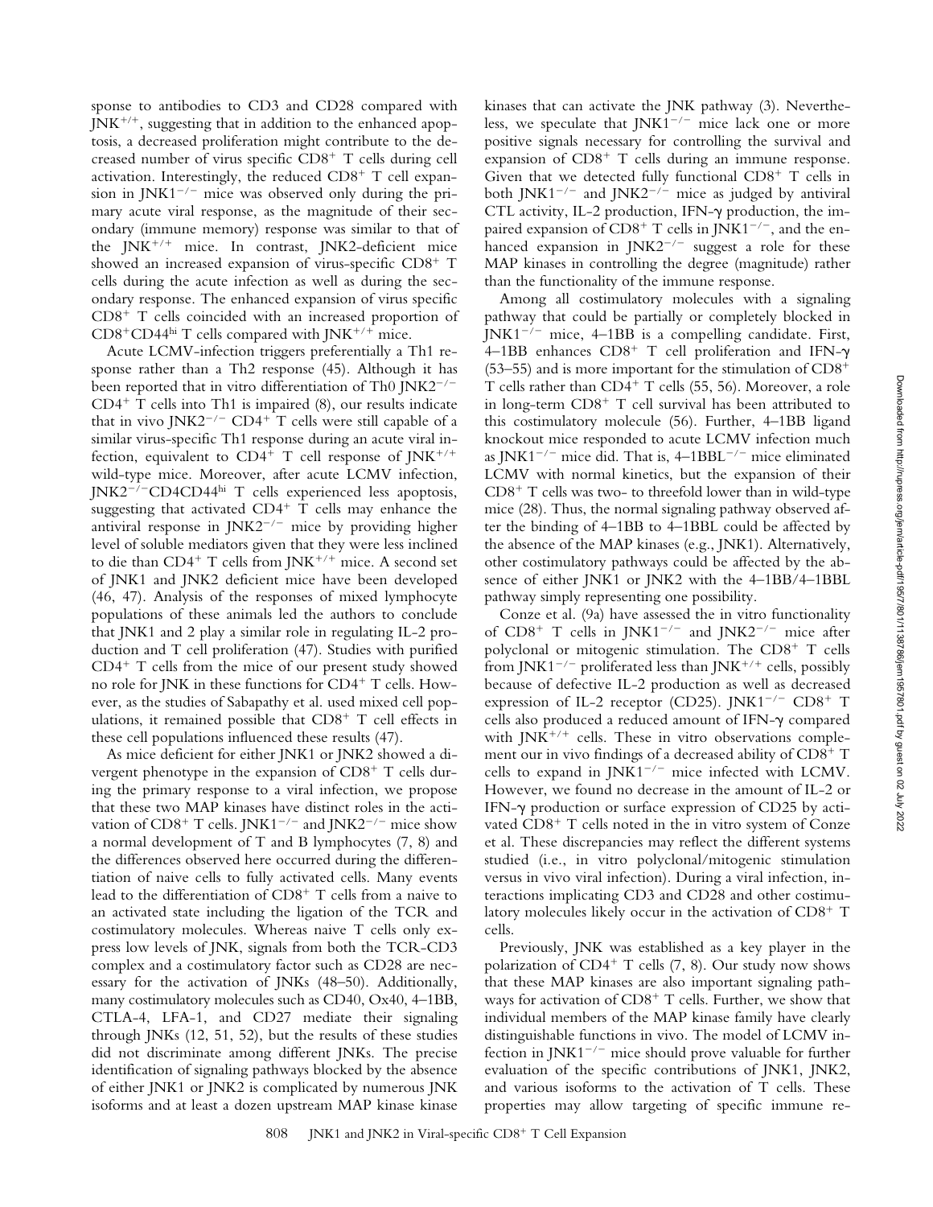sponse to antibodies to CD3 and CD28 compared with $JNK^{+/+}$, suggesting that in addition to the enhanced apoptosis, a decreased proliferation might contribute to the decreased number of virus specific $CD8^+$ T cells during cell activation. Interestingly, the reduced $CD8^+$ T cell expansion in $JNK1^{-/-}$ mice was observed only during the primary acute viral response, as the magnitude of their secondary (immune memory) response was similar to that of the $JNK^{+/+}$ mice. In contrast, JNK2-deficient mice showed an increased expansion of virus-specific $CD8^+$ T cells during the acute infection as well as during the secondary response. The enhanced expansion of virus specific $CD8^+$ T cells coincided with an increased proportion of $CD8^+CD44^{hi}$ T cells compared with $JNK^{+/+}$ mice.

Acute LCMV-infection triggers preferentially a Th1 response rather than a Th2 response (45). Although it has been reported that in vitro differentiation of Th0 $JNK2^{-/-}$ $CD4^+$ T cells into Th1 is impaired (8), our results indicate that in vivo $JNK2^{-/-}$ $CD4^+$ T cells were still capable of a similar virus-specific Th1 response during an acute viral infection, equivalent to $CD4^+$ T cell response of $JNK^{+/+}$ wild-type mice. Moreover, after acute LCMV infection, $JNK2^{-/-}CD4CD44^{hi}$ T cells experienced less apoptosis, suggesting that activated $CD4^+$ T cells may enhance the antiviral response in $JNK2^{-/-}$ mice by providing higher level of soluble mediators given that they were less inclined to die than $CD4^+$ T cells from $JNK^{+/+}$ mice. A second set of JNK1 and JNK2 deficient mice have been developed (46, 47). Analysis of the responses of mixed lymphocyte populations of these animals led the authors to conclude that JNK1 and 2 play a similar role in regulating IL-2 production and T cell proliferation (47). Studies with purified $CD4^+$ T cells from the mice of our present study showed no role for JNK in these functions for $CD4^+$ T cells. However, as the studies of Sabapathy et al. used mixed cell populations, it remained possible that $CD8^+$ T cell effects in these cell populations influenced these results (47).

As mice deficient for either JNK1 or JNK2 showed a divergent phenotype in the expansion of $CD8^+$ T cells during the primary response to a viral infection, we propose that these two MAP kinases have distinct roles in the activation of $CD8^+$ T cells. $JNK1^{-/-}$ and $JNK2^{-/-}$ mice show a normal development of T and B lymphocytes (7, 8) and the differences observed here occurred during the differentiation of naive cells to fully activated cells. Many events lead to the differentiation of $CD8^+$ T cells from a naive to an activated state including the ligation of the TCR and costimulatory molecules. Whereas naive T cells only express low levels of JNK, signals from both the TCR-CD3 complex and a costimulatory factor such as CD28 are necessary for the activation of JNKs (48–50). Additionally, many costimulatory molecules such as CD40, Ox40, 4–1BB, CTLA-4, LFA-1, and CD27 mediate their signaling through JNKs (12, 51, 52), but the results of these studies did not discriminate among different JNKs. The precise identification of signaling pathways blocked by the absence of either JNK1 or JNK2 is complicated by numerous JNK isoforms and at least a dozen upstream MAP kinase kinase kinases that can activate the JNK pathway (3). Nevertheless, we speculate that $JNK1^{-/-}$ mice lack one or more positive signals necessary for controlling the survival and expansion of $CD8^+$ T cells during an immune response. Given that we detected fully functional $CD8^+$ T cells in both $JNK1^{-/-}$ and $JNK2^{-/-}$ mice as judged by antiviral CTL activity, IL-2 production, IFN-γ production, the impaired expansion of $CD8^+$ T cells in $JNK1^{-/-}$, and the enhanced expansion in $JNK2^{-/-}$ suggest a role for these MAP kinases in controlling the degree (magnitude) rather than the functionality of the immune response.

Among all costimulatory molecules with a signaling pathway that could be partially or completely blocked in $JNK1^{-/-}$ mice, 4–1BB is a compelling candidate. First, 4–1BB enhances $CD8^+$ T cell proliferation and IFN-γ (53–55) and is more important for the stimulation of $CD8^+$ T cells rather than $CD4^+$ T cells (55, 56). Moreover, a role in long-term $CD8^+$ T cell survival has been attributed to this costimulatory molecule (56). Further, 4–1BB ligand knockout mice responded to acute LCMV infection much as $JNK1^{-/-}$ mice did. That is, $4\text{–}1BBL^{-/-}$ mice eliminated LCMV with normal kinetics, but the expansion of their $CD8^+$ T cells was two- to threefold lower than in wild-type mice (28). Thus, the normal signaling pathway observed after the binding of 4–1BB to 4–1BBL could be affected by the absence of the MAP kinases (e.g., JNK1). Alternatively, other costimulatory pathways could be affected by the absence of either JNK1 or JNK2 with the 4–1BB/4–1BBL pathway simply representing one possibility.

Conze et al. (9a) have assessed the in vitro functionality of $CD8^+$ T cells in $JNK1^{-/-}$ and $JNK2^{-/-}$ mice after polyclonal or mitogenic stimulation. The $CD8^+$ T cells from $JNK1^{-/-}$ proliferated less than $JNK^{+/+}$ cells, possibly because of defective IL-2 production as well as decreased expression of IL-2 receptor (CD25). $JNK1^{-/-}$ $CD8^+$ T cells also produced a reduced amount of IFN-γ compared with $JNK^{+/+}$ cells. These in vitro observations complement our in vivo findings of a decreased ability of $CD8^+$ T cells to expand in $JNK1^{-/-}$ mice infected with LCMV. However, we found no decrease in the amount of IL-2 or IFN-γ production or surface expression of CD25 by activated $CD8^+$ T cells noted in the in vitro system of Conze et al. These discrepancies may reflect the different systems studied (i.e., in vitro polyclonal/mitogenic stimulation versus in vivo viral infection). During a viral infection, interactions implicating CD3 and CD28 and other costimulatory molecules likely occur in the activation of $CD8^+$ T cells.

Previously, JNK was established as a key player in the polarization of $CD4^+$ T cells (7, 8). Our study now shows that these MAP kinases are also important signaling pathways for activation of $CD8^+$ T cells. Further, we show that individual members of the MAP kinase family have clearly distinguishable functions in vivo. The model of LCMV infection in $JNK1^{-/-}$ mice should prove valuable for further evaluation of the specific contributions of JNK1, JNK2, and various isoforms to the activation of T cells. These properties may allow targeting of specific immune re-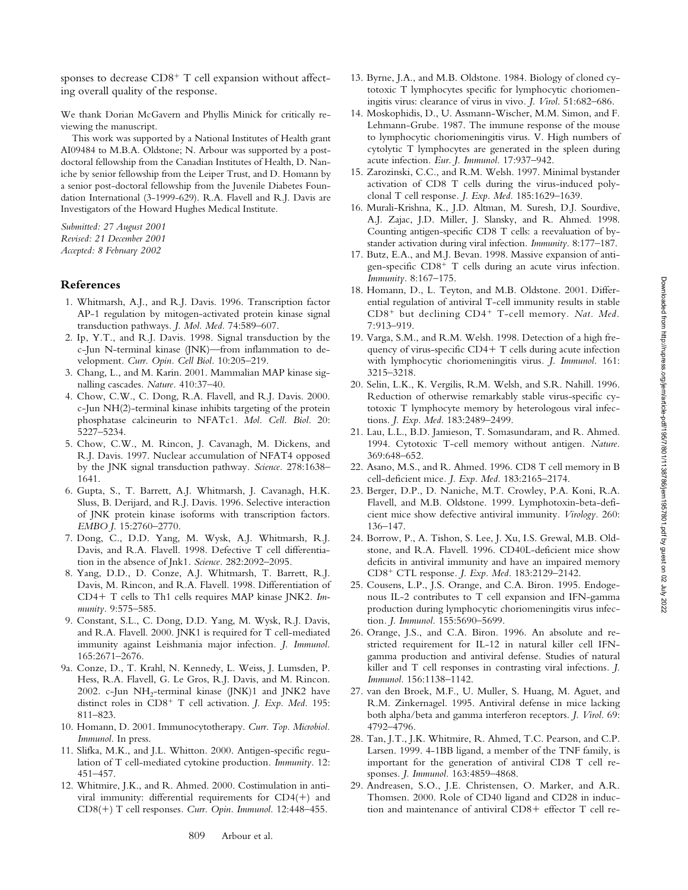sponses to decrease $CD8^+$ T cell expansion without affecting overall quality of the response.

We thank Dorian McGavern and Phyllis Minick for critically reviewing the manuscript.

This work was supported by a National Institutes of Health grant AI09484 to M.B.A. Oldstone; N. Arbour was supported by a postdoctoral fellowship from the Canadian Institutes of Health, D. Naniche by senior fellowship from the Leiper Trust, and D. Homann by a senior post-doctoral fellowship from the Juvenile Diabetes Foundation International (3-1999-629). R.A. Flavell and R.J. Davis are Investigators of the Howard Hughes Medical Institute.

*Submitted: 27 August 2001*
*Revised: 21 December 2001*
*Accepted: 8 February 2002*

## References

1. Whitmarsh, A.J., and R.J. Davis. 1996. Transcription factor AP-1 regulation by mitogen-activated protein kinase signal transduction pathways. *J. Mol. Med.* 74:589–607.
2. Ip, Y.T., and R.J. Davis. 1998. Signal transduction by the c-Jun N-terminal kinase (JNK)—from inflammation to development. *Curr. Opin. Cell Biol.* 10:205–219.
3. Chang, L., and M. Karin. 2001. Mammalian MAP kinase signalling cascades. *Nature.* 410:37–40.
4. Chow, C.W., C. Dong, R.A. Flavell, and R.J. Davis. 2000. c-Jun NH(2)-terminal kinase inhibits targeting of the protein phosphatase calcineurin to NFATc1. *Mol. Cell. Biol.* 20: 5227–5234.
5. Chow, C.W., M. Rincon, J. Cavanagh, M. Dickens, and R.J. Davis. 1997. Nuclear accumulation of NFAT4 opposed by the JNK signal transduction pathway. *Science.* 278:1638–1641.
6. Gupta, S., T. Barrett, A.J. Whitmarsh, J. Cavanagh, H.K. Sluss, B. Derijard, and R.J. Davis. 1996. Selective interaction of JNK protein kinase isoforms with transcription factors. *EMBO J.* 15:2760–2770.
7. Dong, C., D.D. Yang, M. Wysk, A.J. Whitmarsh, R.J. Davis, and R.A. Flavell. 1998. Defective T cell differentiation in the absence of Jnk1. *Science.* 282:2092–2095.
8. Yang, D.D., D. Conze, A.J. Whitmarsh, T. Barrett, R.J. Davis, M. Rincon, and R.A. Flavell. 1998. Differentiation of CD4+ T cells to Th1 cells requires MAP kinase JNK2. *Immunity.* 9:575–585.
9. Constant, S.L., C. Dong, D.D. Yang, M. Wysk, R.J. Davis, and R.A. Flavell. 2000. JNK1 is required for T cell-mediated immunity against Leishmania major infection. *J. Immunol.* 165:2671–2676.

9a. Conze, D., T. Krahl, N. Kennedy, L. Weiss, J. Lumsden, P. Hess, R.A. Flavell, G. Le Gros, R.J. Davis, and M. Rincon. 2002. c-Jun $NH_2$-terminal kinase (JNK)1 and JNK2 have distinct roles in $CD8^+$ T cell activation. *J. Exp. Med.* 195: 811–823.

10. Homann, D. 2001. Immunocytotherapy. *Curr. Top. Microbiol. Immunol.* In press.
11. Slifka, M.K., and J.L. Whitton. 2000. Antigen-specific regulation of T cell-mediated cytokine production. *Immunity.* 12: 451–457.
12. Whitmire, J.K., and R. Ahmed. 2000. Costimulation in antiviral immunity: differential requirements for CD4(+) and CD8(+) T cell responses. *Curr. Opin. Immunol.* 12:448–455.
13. Byrne, J.A., and M.B. Oldstone. 1984. Biology of cloned cytotoxic T lymphocytes specific for lymphocytic choriomeningitis virus: clearance of virus in vivo. *J. Virol.* 51:682–686.
14. Moskophidis, D., U. Assmann-Wischer, M.M. Simon, and F. Lehmann-Grube. 1987. The immune response of the mouse to lymphocytic choriomeningitis virus. V. High numbers of cytolytic T lymphocytes are generated in the spleen during acute infection. *Eur. J. Immunol.* 17:937–942.
15. Zarozinski, C.C., and R.M. Welsh. 1997. Minimal bystander activation of CD8 T cells during the virus-induced polyclonal T cell response. *J. Exp. Med.* 185:1629–1639.
16. Murali-Krishna, K., J.D. Altman, M. Suresh, D.J. Sourdive, A.J. Zajac, J.D. Miller, J. Slansky, and R. Ahmed. 1998. Counting antigen-specific CD8 T cells: a reevaluation of bystander activation during viral infection. *Immunity.* 8:177–187.
17. Butz, E.A., and M.J. Bevan. 1998. Massive expansion of antigen-specific $CD8^+$ T cells during an acute virus infection. *Immunity.* 8:167–175.
18. Homann, D., L. Teyton, and M.B. Oldstone. 2001. Differential regulation of antiviral T-cell immunity results in stable $CD8^+$ but declining $CD4^+$ T-cell memory. *Nat. Med.* 7:913–919.
19. Varga, S.M., and R.M. Welsh. 1998. Detection of a high frequency of virus-specific CD4+ T cells during acute infection with lymphocytic choriomeningitis virus. *J. Immunol.* 161: 3215–3218.
20. Selin, L.K., K. Vergilis, R.M. Welsh, and S.R. Nahill. 1996. Reduction of otherwise remarkably stable virus-specific cytotoxic T lymphocyte memory by heterologous viral infections. *J. Exp. Med.* 183:2489–2499.
21. Lau, L.L., B.D. Jamieson, T. Somasundaram, and R. Ahmed. 1994. Cytotoxic T-cell memory without antigen. *Nature.* 369:648–652.
22. Asano, M.S., and R. Ahmed. 1996. CD8 T cell memory in B cell-deficient mice. *J. Exp. Med.* 183:2165–2174.
23. Berger, D.P., D. Naniche, M.T. Crowley, P.A. Koni, R.A. Flavell, and M.B. Oldstone. 1999. Lymphotoxin-beta-deficient mice show defective antiviral immunity. *Virology.* 260: 136–147.
24. Borrow, P., A. Tishon, S. Lee, J. Xu, I.S. Grewal, M.B. Oldstone, and R.A. Flavell. 1996. CD40L-deficient mice show deficits in antiviral immunity and have an impaired memory $CD8^+$ CTL response. *J. Exp. Med.* 183:2129–2142.
25. Cousens, L.P., J.S. Orange, and C.A. Biron. 1995. Endogenous IL-2 contributes to T cell expansion and IFN-gamma production during lymphocytic choriomeningitis virus infection. *J. Immunol.* 155:5690–5699.
26. Orange, J.S., and C.A. Biron. 1996. An absolute and restricted requirement for IL-12 in natural killer cell IFN-gamma production and antiviral defense. Studies of natural killer and T cell responses in contrasting viral infections. *J. Immunol.* 156:1138–1142.
27. van den Broek, M.F., U. Muller, S. Huang, M. Aguet, and R.M. Zinkernagel. 1995. Antiviral defense in mice lacking both alpha/beta and gamma interferon receptors. *J. Virol.* 69: 4792–4796.
28. Tan, J.T., J.K. Whitmire, R. Ahmed, T.C. Pearson, and C.P. Larsen. 1999. 4-1BB ligand, a member of the TNF family, is important for the generation of antiviral CD8 T cell responses. *J. Immunol.* 163:4859–4868.
29. Andreasen, S.O., J.E. Christensen, O. Marker, and A.R. Thomsen. 2000. Role of CD40 ligand and CD28 in induction and maintenance of antiviral CD8+ effector T cell re-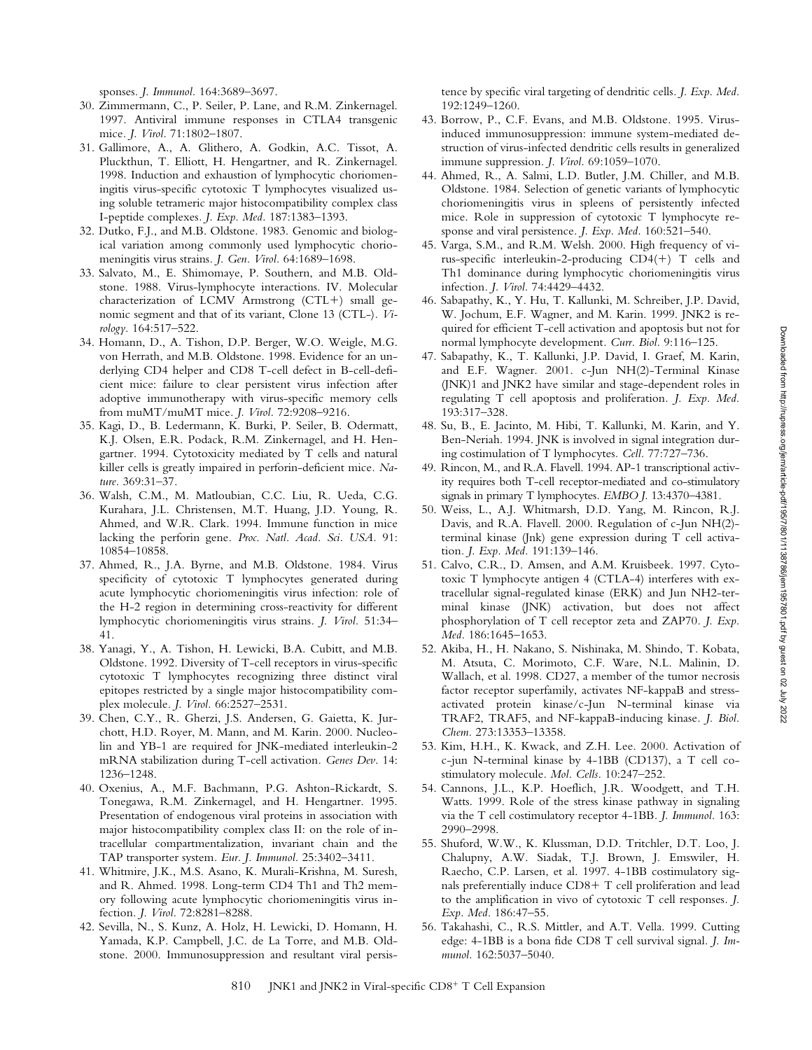sponses. *J. Immunol.* 164:3689–3697.

30. Zimmermann, C., P. Seiler, P. Lane, and R.M. Zinkernagel. 1997. Antiviral immune responses in CTLA4 transgenic mice. *J. Virol.* 71:1802–1807.
31. Gallimore, A., A. Glithero, A. Godkin, A.C. Tissot, A. Pluckthun, T. Elliott, H. Hengartner, and R. Zinkernagel. 1998. Induction and exhaustion of lymphocytic choriomeningitis virus-specific cytotoxic T lymphocytes visualized using soluble tetrameric major histocompatibility complex class I-peptide complexes. *J. Exp. Med.* 187:1383–1393.
32. Dutko, F.J., and M.B. Oldstone. 1983. Genomic and biological variation among commonly used lymphocytic choriomeningitis virus strains. *J. Gen. Virol.* 64:1689–1698.
33. Salvato, M., E. Shimomaye, P. Southern, and M.B. Oldstone. 1988. Virus-lymphocyte interactions. IV. Molecular characterization of LCMV Armstrong (CTL+) small genomic segment and that of its variant, Clone 13 (CTL-). *Virology.* 164:517–522.
34. Homann, D., A. Tishon, D.P. Berger, W.O. Weigle, M.G. von Herrath, and M.B. Oldstone. 1998. Evidence for an underlying CD4 helper and CD8 T-cell defect in B-cell-deficient mice: failure to clear persistent virus infection after adoptive immunotherapy with virus-specific memory cells from muMT/muMT mice. *J. Virol.* 72:9208–9216.
35. Kagi, D., B. Ledermann, K. Burki, P. Seiler, B. Odermatt, K.J. Olsen, E.R. Podack, R.M. Zinkernagel, and H. Hengartner. 1994. Cytotoxicity mediated by T cells and natural killer cells is greatly impaired in perforin-deficient mice. *Nature.* 369:31–37.
36. Walsh, C.M., M. Matloubian, C.C. Liu, R. Ueda, C.G. Kurahara, J.L. Christensen, M.T. Huang, J.D. Young, R. Ahmed, and W.R. Clark. 1994. Immune function in mice lacking the perforin gene. *Proc. Natl. Acad. Sci. USA.* 91: 10854–10858.
37. Ahmed, R., J.A. Byrne, and M.B. Oldstone. 1984. Virus specificity of cytotoxic T lymphocytes generated during acute lymphocytic choriomeningitis virus infection: role of the H-2 region in determining cross-reactivity for different lymphocytic choriomeningitis virus strains. *J. Virol.* 51:34–41.
38. Yanagi, Y., A. Tishon, H. Lewicki, B.A. Cubitt, and M.B. Oldstone. 1992. Diversity of T-cell receptors in virus-specific cytotoxic T lymphocytes recognizing three distinct viral epitopes restricted by a single major histocompatibility complex molecule. *J. Virol.* 66:2527–2531.
39. Chen, C.Y., R. Gherzi, J.S. Andersen, G. Gaietta, K. Jurchott, H.D. Royer, M. Mann, and M. Karin. 2000. Nucleolin and YB-1 are required for JNK-mediated interleukin-2 mRNA stabilization during T-cell activation. *Genes Dev.* 14: 1236–1248.
40. Oxenius, A., M.F. Bachmann, P.G. Ashton-Rickardt, S. Tonegawa, R.M. Zinkernagel, and H. Hengartner. 1995. Presentation of endogenous viral proteins in association with major histocompatibility complex class II: on the role of intracellular compartmentalization, invariant chain and the TAP transporter system. *Eur. J. Immunol.* 25:3402–3411.
41. Whitmire, J.K., M.S. Asano, K. Murali-Krishna, M. Suresh, and R. Ahmed. 1998. Long-term CD4 Th1 and Th2 memory following acute lymphocytic choriomeningitis virus infection. *J. Virol.* 72:8281–8288.
42. Sevilla, N., S. Kunz, A. Holz, H. Lewicki, D. Homann, H. Yamada, K.P. Campbell, J.C. de La Torre, and M.B. Oldstone. 2000. Immunosuppression and resultant viral persistence by specific viral targeting of dendritic cells. *J. Exp. Med.* 192:1249–1260.
43. Borrow, P., C.F. Evans, and M.B. Oldstone. 1995. Virus-induced immunosuppression: immune system-mediated destruction of virus-infected dendritic cells results in generalized immune suppression. *J. Virol.* 69:1059–1070.
44. Ahmed, R., A. Salmi, L.D. Butler, J.M. Chiller, and M.B. Oldstone. 1984. Selection of genetic variants of lymphocytic choriomeningitis virus in spleens of persistently infected mice. Role in suppression of cytotoxic T lymphocyte response and viral persistence. *J. Exp. Med.* 160:521–540.
45. Varga, S.M., and R.M. Welsh. 2000. High frequency of virus-specific interleukin-2-producing CD4(+) T cells and Th1 dominance during lymphocytic choriomeningitis virus infection. *J. Virol.* 74:4429–4432.
46. Sabapathy, K., Y. Hu, T. Kallunki, M. Schreiber, J.P. David, W. Jochum, E.F. Wagner, and M. Karin. 1999. JNK2 is required for efficient T-cell activation and apoptosis but not for normal lymphocyte development. *Curr. Biol.* 9:116–125.
47. Sabapathy, K., T. Kallunki, J.P. David, I. Graef, M. Karin, and E.F. Wagner. 2001. c-Jun NH(2)-Terminal Kinase (JNK)1 and JNK2 have similar and stage-dependent roles in regulating T cell apoptosis and proliferation. *J. Exp. Med.* 193:317–328.
48. Su, B., E. Jacinto, M. Hibi, T. Kallunki, M. Karin, and Y. Ben-Neriah. 1994. JNK is involved in signal integration during costimulation of T lymphocytes. *Cell.* 77:727–736.
49. Rincon, M., and R.A. Flavell. 1994. AP-1 transcriptional activity requires both T-cell receptor-mediated and co-stimulatory signals in primary T lymphocytes. *EMBO J.* 13:4370–4381.
50. Weiss, L., A.J. Whitmarsh, D.D. Yang, M. Rincon, R.J. Davis, and R.A. Flavell. 2000. Regulation of c-Jun NH(2)-terminal kinase (Jnk) gene expression during T cell activation. *J. Exp. Med.* 191:139–146.
51. Calvo, C.R., D. Amsen, and A.M. Kruisbeek. 1997. Cytotoxic T lymphocyte antigen 4 (CTLA-4) interferes with extracellular signal-regulated kinase (ERK) and Jun NH2-terminal kinase (JNK) activation, but does not affect phosphorylation of T cell receptor zeta and ZAP70. *J. Exp. Med.* 186:1645–1653.
52. Akiba, H., H. Nakano, S. Nishinaka, M. Shindo, T. Kobata, M. Atsuta, C. Morimoto, C.F. Ware, N.L. Malinin, D. Wallach, et al. 1998. CD27, a member of the tumor necrosis factor receptor superfamily, activates NF-kappaB and stress-activated protein kinase/c-Jun N-terminal kinase via TRAF2, TRAF5, and NF-kappaB-inducing kinase. *J. Biol. Chem.* 273:13353–13358.
53. Kim, H.H., K. Kwack, and Z.H. Lee. 2000. Activation of c-jun N-terminal kinase by 4-1BB (CD137), a T cell co-stimulatory molecule. *Mol. Cells.* 10:247–252.
54. Cannons, J.L., K.P. Hoeflich, J.R. Woodgett, and T.H. Watts. 1999. Role of the stress kinase pathway in signaling via the T cell costimulatory receptor 4-1BB. *J. Immunol.* 163: 2990–2998.
55. Shuford, W.W., K. Klussman, D.D. Tritchler, D.T. Loo, J. Chalupny, A.W. Siadak, T.J. Brown, J. Emswiler, H. Raecho, C.P. Larsen, et al. 1997. 4-1BB costimulatory signals preferentially induce CD8+ T cell proliferation and lead to the amplification in vivo of cytotoxic T cell responses. *J. Exp. Med.* 186:47–55.
56. Takahashi, C., R.S. Mittler, and A.T. Vella. 1999. Cutting edge: 4-1BB is a bona fide CD8 T cell survival signal. *J. Immunol.* 162:5037–5040.